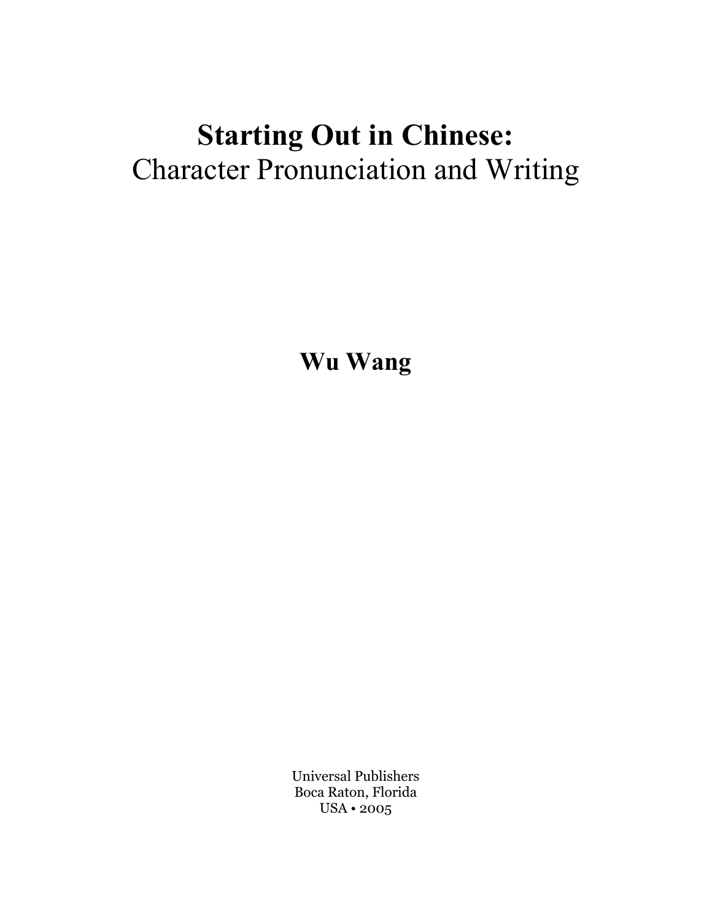# Starting Out in Chinese:
## Character Pronunciation and Writing

**Wu Wang**

Universal Publishers
Boca Raton, Florida
USA • 2005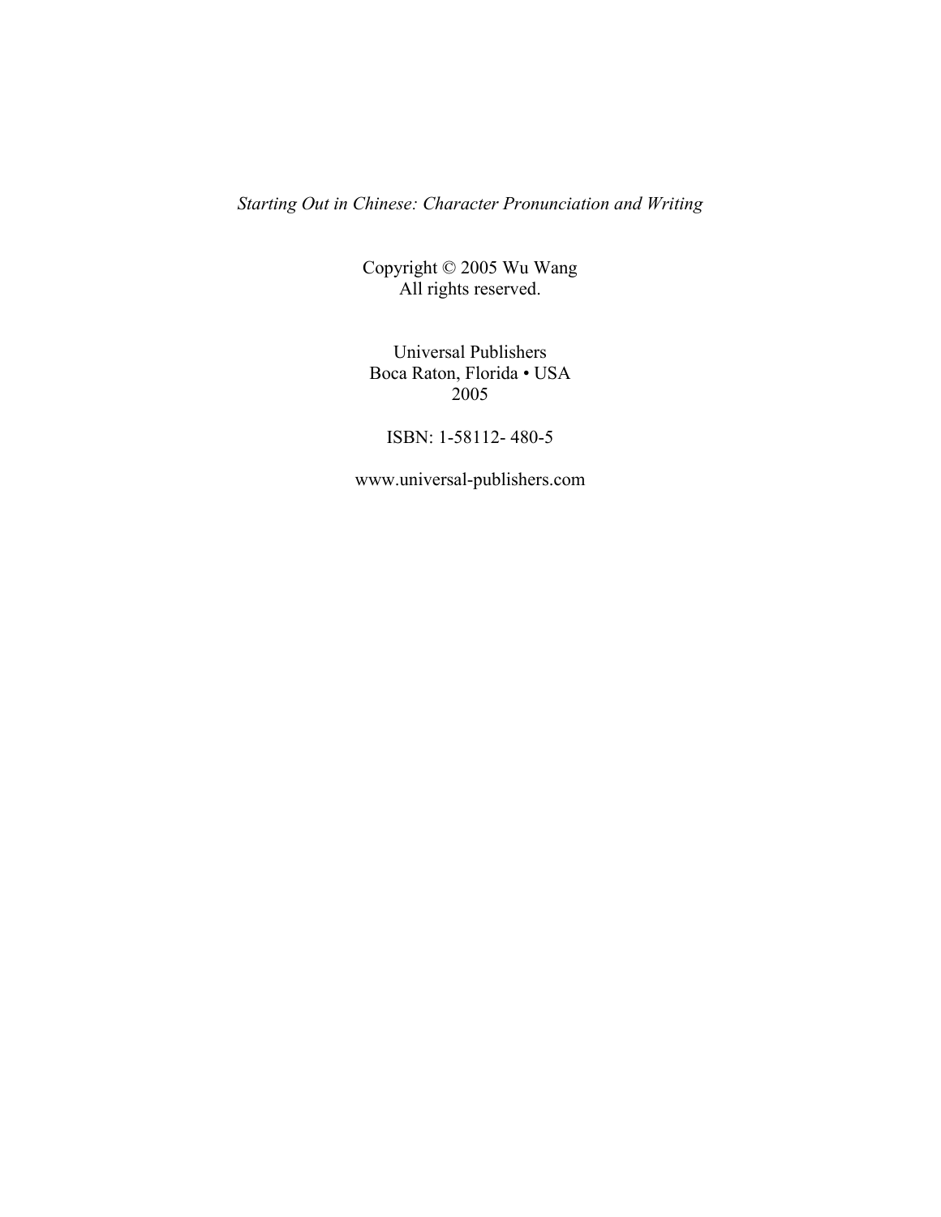*Starting Out in Chinese: Character Pronunciation and Writing*

Copyright © 2005 Wu Wang
All rights reserved.

Universal Publishers
Boca Raton, Florida • USA
2005

ISBN: 1-58112- 480-5

www.universal-publishers.com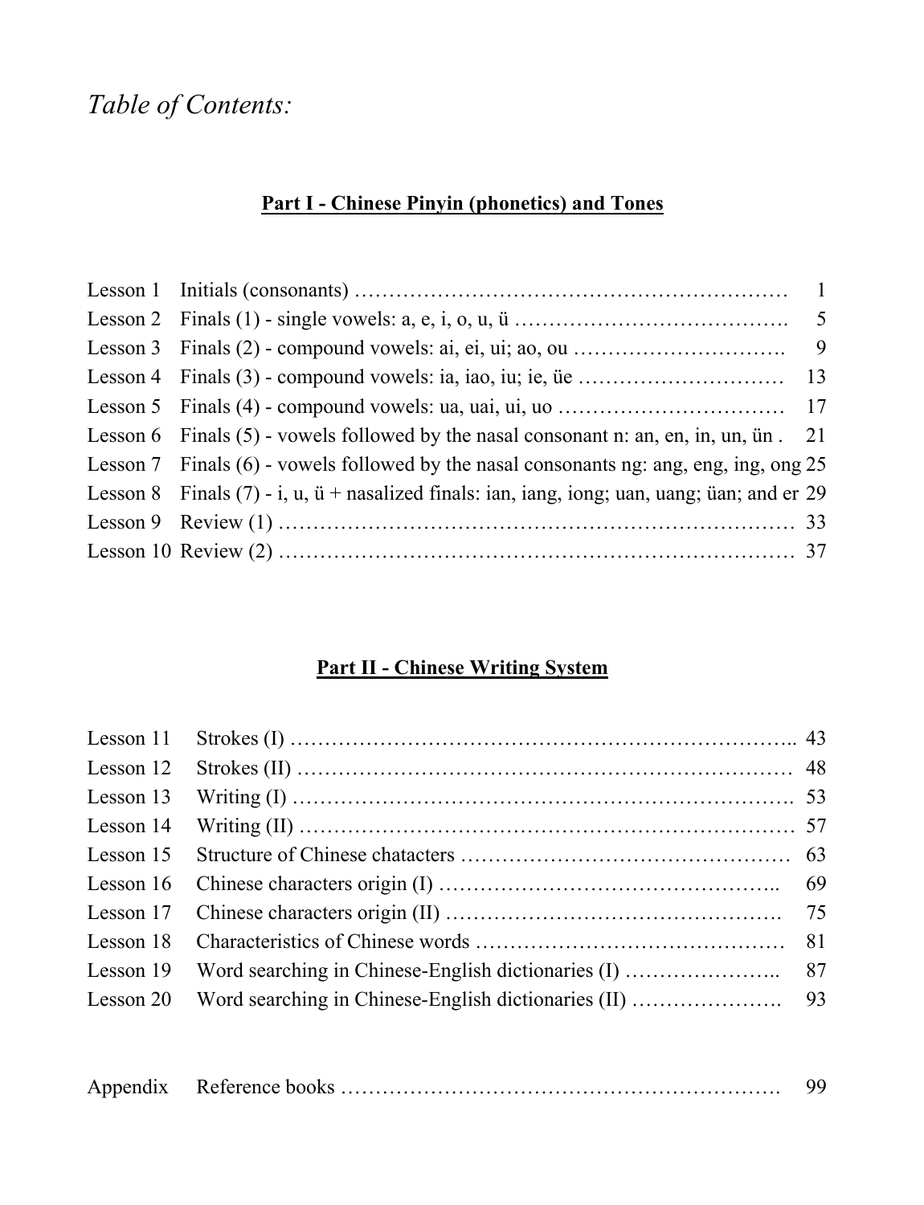*Table of Contents:*

## Part I - Chinese Pinyin (phonetics) and Tones

Lesson 1 Initials (consonants) ………………………………………………………… 1
Lesson 2 Finals (1) - single vowels: a, e, i, o, u, ü …………………………………. 5
Lesson 3 Finals (2) - compound vowels: ai, ei, ui; ao, ou …………………………. 9
Lesson 4 Finals (3) - compound vowels: ia, iao, iu; ie, üe ………………………… 13
Lesson 5 Finals (4) - compound vowels: ua, uai, ui, uo …………………………… 17
Lesson 6 Finals (5) - vowels followed by the nasal consonant n: an, en, in, un, ün . 21
Lesson 7 Finals (6) - vowels followed by the nasal consonants ng: ang, eng, ing, ong 25
Lesson 8 Finals (7) - i, u, ü + nasalized finals: ian, iang, iong; uan, uang; üan; and er 29
Lesson 9 Review (1) …………………………………………………………………… 33
Lesson 10 Review (2) …………………………………………………………………… 37

## Part II - Chinese Writing System

Lesson 11 Strokes (I) ………………………………………………………………….. 43
Lesson 12 Strokes (II) ………………………………………………………………… 48
Lesson 13 Writing (I) …………………………………………………………………. 53
Lesson 14 Writing (II) ………………………………………………………………… 57
Lesson 15 Structure of Chinese chatacters ………………………………………… 63
Lesson 16 Chinese characters origin (I) ………………………………………….. 69
Lesson 17 Chinese characters origin (II) …………………………………………. 75
Lesson 18 Characteristics of Chinese words ……………………………………… 81
Lesson 19 Word searching in Chinese-English dictionaries (I) ………………….. 87
Lesson 20 Word searching in Chinese-English dictionaries (II) …………………. 93

Appendix Reference books ………………………………………………………. 99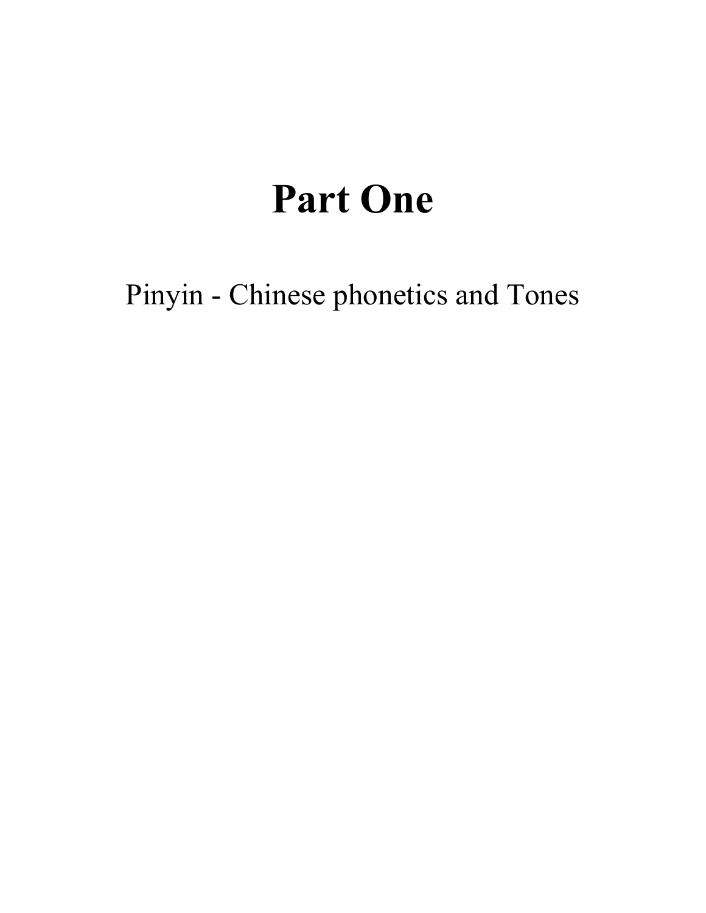# Part One

Pinyin - Chinese phonetics and Tones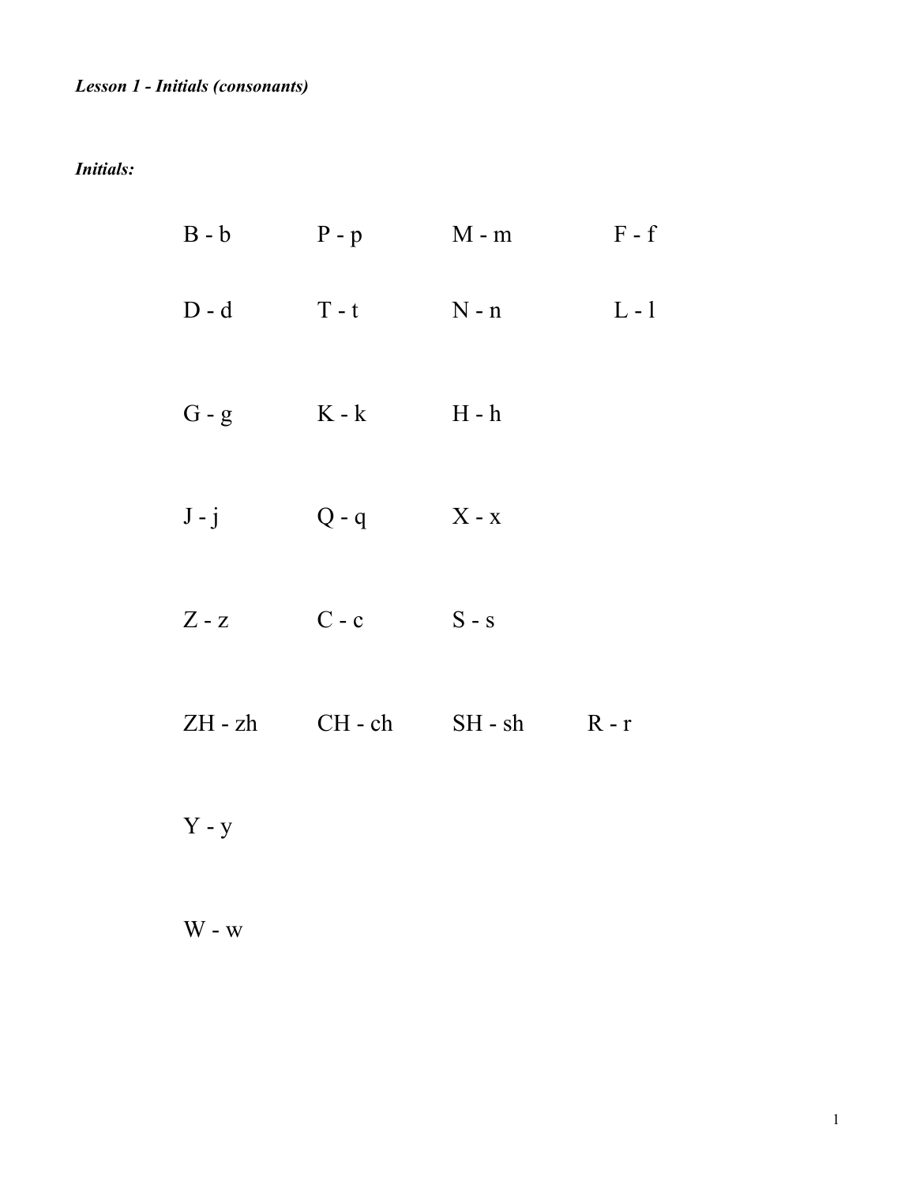***Lesson 1 - Initials (consonants)***

***Initials:***

| | | | |
|---|---|---|---|
| B - b | P - p | M - m | F - f |
| D - d | T - t | N - n | L - l |
| G - g | K - k | H - h | |
| J - j | Q - q | X - x | |
| Z - z | C - c | S - s | |
| ZH - zh | CH - ch | SH - sh | R - r |
| Y - y | | | |
| W - w | | | |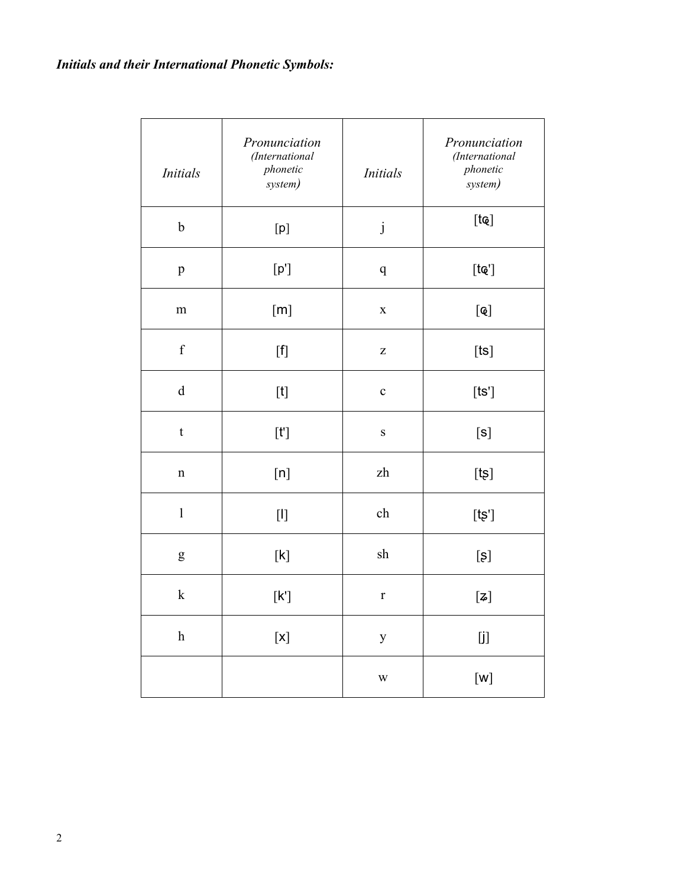***Initials and their International Phonetic Symbols:***

| *Initials* | *Pronunciation (International phonetic system)* | *Initials* | *Pronunciation (International phonetic system)* |
|---|---|---|---|
| b | [p] | j | [tɕ] |
| p | [p'] | q | [tɕ'] |
| m | [m] | x | [ɕ] |
| f | [f] | z | [ts] |
| d | [t] | c | [ts'] |
| t | [t'] | s | [s] |
| n | [n] | zh | [tʂ] |
| l | [l] | ch | [tʂ'] |
| g | [k] | sh | [ʂ] |
| k | [k'] | r | [ʐ] |
| h | [x] | y | [j] |
| | | w | [w] |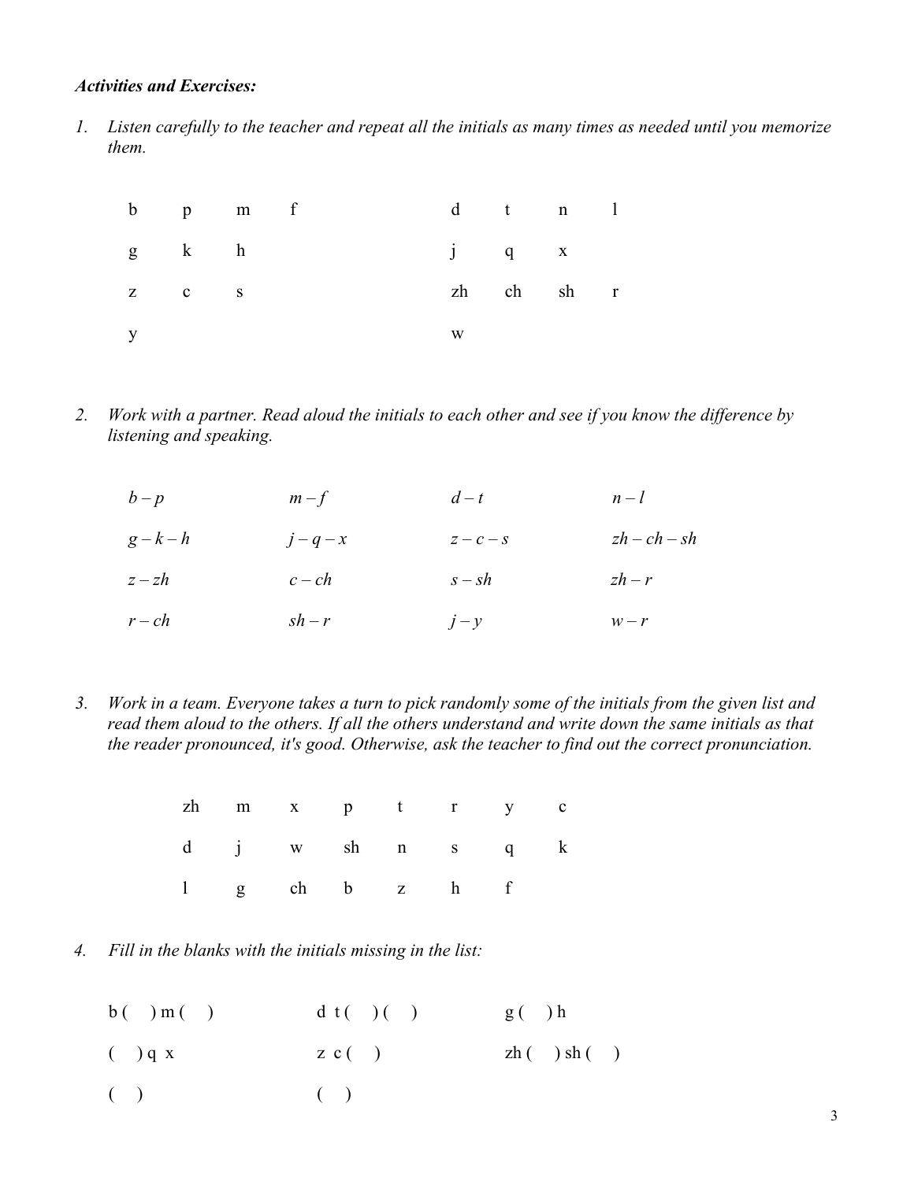***Activities and Exercises:***

1. *Listen carefully to the teacher and repeat all the initials as many times as needed until you memorize them.*

| | | | | | | | |
|---|---|---|---|---|---|---|---|
| b | p | m | f | d | t | n | l |
| g | k | h | | j | q | x | |
| z | c | s | | zh | ch | sh | r |
| y | | | | w | | | |

2. *Work with a partner. Read aloud the initials to each other and see if you know the difference by listening and speaking.*

| | | | |
|---|---|---|---|
| *b – p* | *m – f* | *d – t* | *n – l* |
| *g – k – h* | *j – q – x* | *z – c – s* | *zh – ch – sh* |
| *z – zh* | *c – ch* | *s – sh* | *zh – r* |
| *r – ch* | *sh – r* | *j – y* | *w – r* |

3. *Work in a team. Everyone takes a turn to pick randomly some of the initials from the given list and read them aloud to the others. If all the others understand and write down the same initials as that the reader pronounced, it's good. Otherwise, ask the teacher to find out the correct pronunciation.*

| | | | | | | | |
|---|---|---|---|---|---|---|---|
| zh | m | x | p | t | r | y | c |
| d | j | w | sh | n | s | q | k |
| l | g | ch | b | z | h | f | |

4. *Fill in the blanks with the initials missing in the list:*

| | | |
|---|---|---|
| b (   ) m (   ) | d t (   ) (   ) | g (   ) h |
| (   ) q x | z c (   ) | zh (   ) sh (   ) |
| (   ) | (   ) | |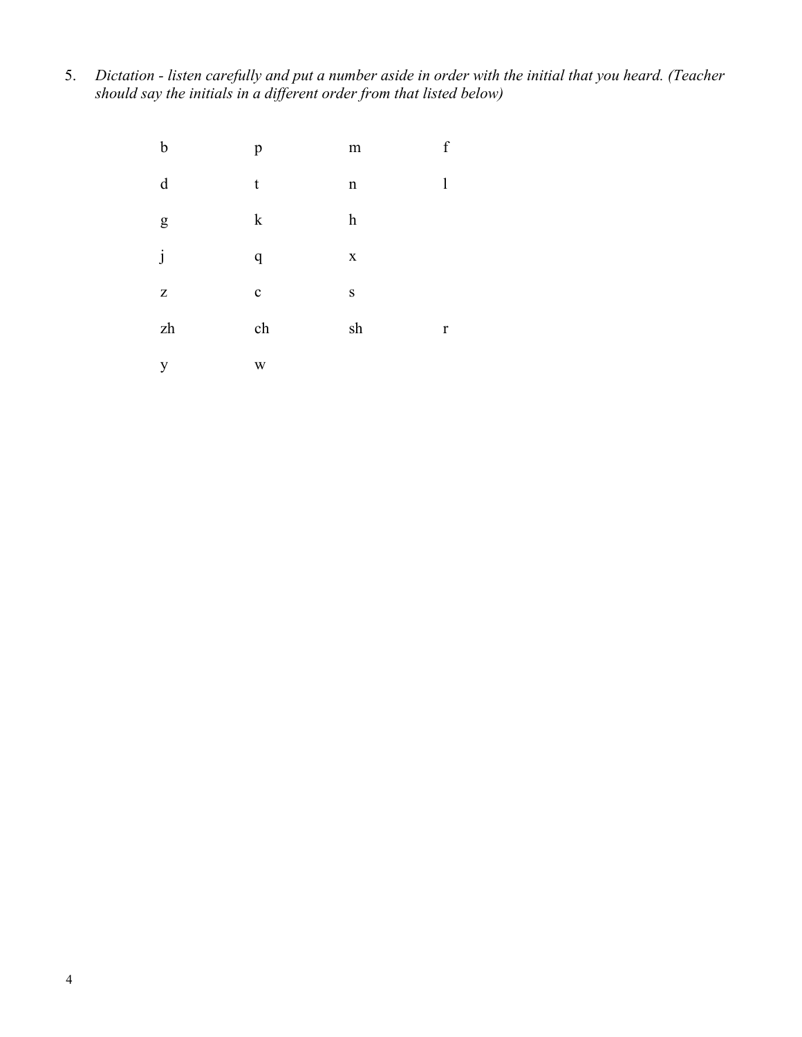5. *Dictation - listen carefully and put a number aside in order with the initial that you heard. (Teacher should say the initials in a different order from that listed below)*

| | | | |
|---|---|---|---|
| b | p | m | f |
| d | t | n | l |
| g | k | h | |
| j | q | x | |
| z | c | s | |
| zh | ch | sh | r |
| y | w | | |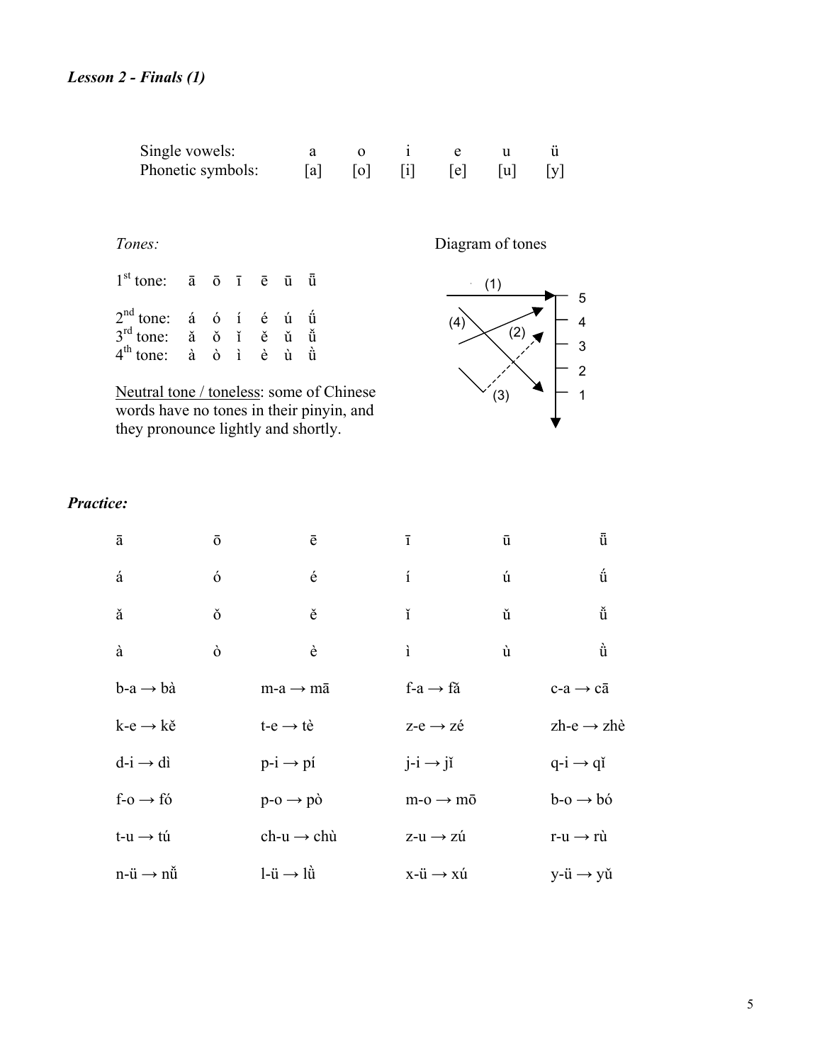***Lesson 2 - Finals (1)***

| Single vowels: | a | o | i | e | u | ü |
|---|---|---|---|---|---|---|
| Phonetic symbols: | [a] | [o] | [i] | [e] | [u] | [y] |

*Tones:*

1st tone: ā ō ī ē ū ǖ

2nd tone: á ó í é ú ǘ

3rd tone: ǎ ǒ ǐ ě ǔ ǚ

4th tone: à ò ì è ù ǜ

Neutral tone / toneless: some of Chinese words have no tones in their pinyin, and they pronounce lightly and shortly.

Diagram of tones

***Practice:***

| | | | | | |
|---|---|---|---|---|---|
| ā | ō | ē | ī | ū | ǖ |
| á | ó | é | í | ú | ǘ |
| ǎ | ǒ | ě | ǐ | ǔ | ǚ |
| à | ò | è | ì | ù | ǜ |

| | | | |
|---|---|---|---|
| b-a → bà | m-a → mā | f-a → fã | c-a → cā |
| k-e → kě | t-e → tè | z-e → zé | zh-e → zhè |
| d-i → dì | p-i → pí | j-i → jǐ | q-i → qǐ |
| f-o → fó | p-o → pò | m-o → mō | b-o → bó |
| t-u → tú | ch-u → chù | z-u → zú | r-u → rù |
| n-ü → nǚ | l-ü → lǜ | x-ü → xú | y-ü → yǔ |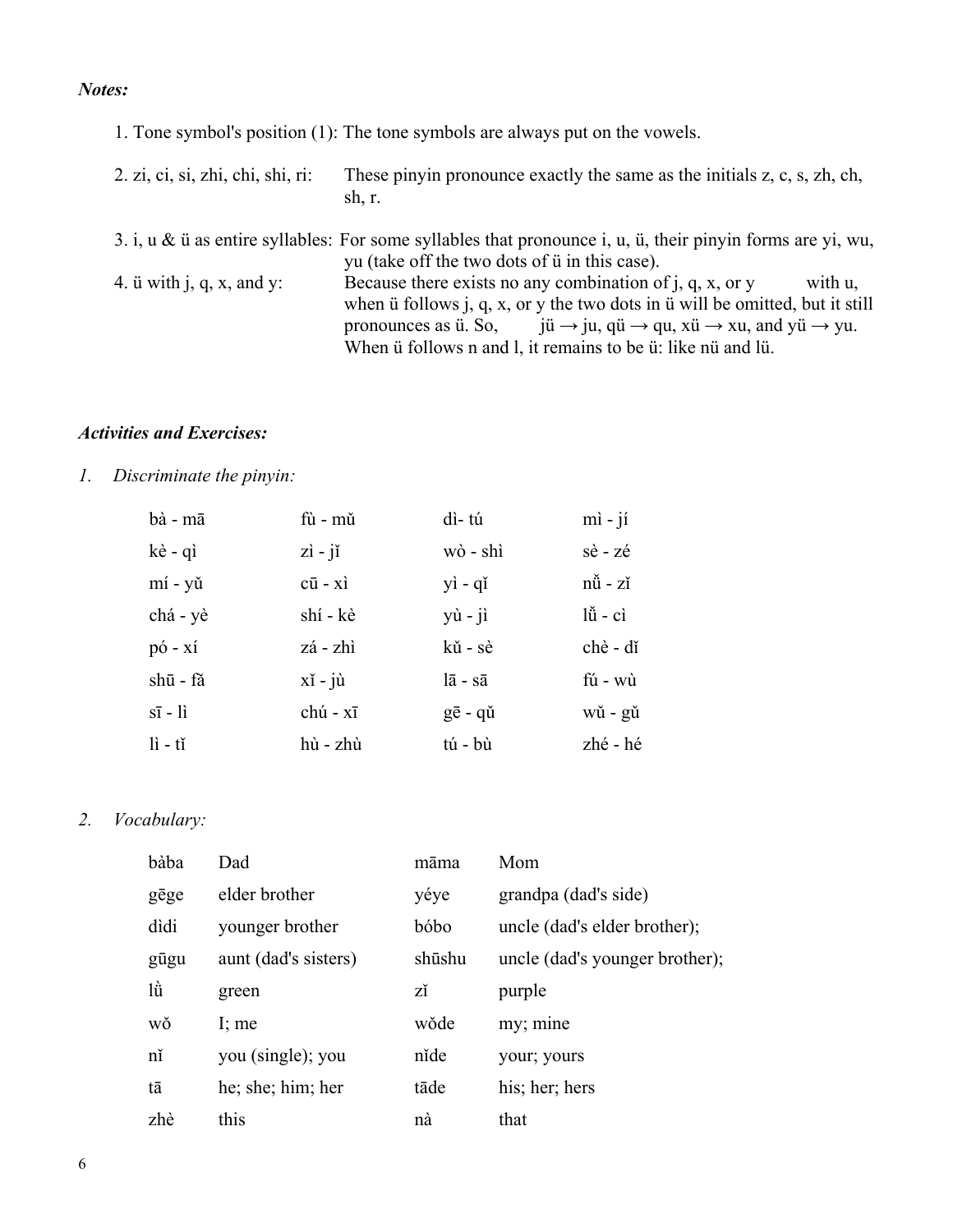***Notes:***

1. Tone symbol's position (1): The tone symbols are always put on the vowels.

2. zi, ci, si, zhi, chi, shi, ri: These pinyin pronounce exactly the same as the initials z, c, s, zh, ch, sh, r.

3. i, u & ü as entire syllables: For some syllables that pronounce i, u, ü, their pinyin forms are yi, wu, yu (take off the two dots of ü in this case).

4. ü with j, q, x, and y: Because there exists no any combination of j, q, x, or y with u, when ü follows j, q, x, or y the two dots in ü will be omitted, but it still pronounces as ü. So, jü → ju, qü → qu, xü → xu, and yü → yu. When ü follows n and l, it remains to be ü: like nü and lü.

***Activities and Exercises:***

1. *Discriminate the pinyin:*

| | | | |
|---|---|---|---|
| bà - mā | fù - mǔ | dì- tú | mì - jí |
| kè - qì | zì - jǐ | wò - shì | sè - zé |
| mí - yǔ | cū - xì | yì - qǐ | nǚ - zǐ |
| chá - yè | shí - kè | yù - jì | lǚ - cì |
| pó - xí | zá - zhì | kǔ - sè | chè - dǐ |
| shū - fǎ | xǐ - jù | lā - sā | fú - wù |
| sī - lì | chú - xī | gē - qǔ | wǔ - gǔ |
| lì - tǐ | hù - zhù | tú - bù | zhé - hé |

2. *Vocabulary:*

| | | | |
|---|---|---|---|
| bàba | Dad | māma | Mom |
| gēge | elder brother | yéye | grandpa (dad's side) |
| dìdi | younger brother | bóbo | uncle (dad's elder brother); |
| gūgu | aunt (dad's sisters) | shūshu | uncle (dad's younger brother); |
| lǜ | green | zǐ | purple |
| wǒ | I; me | wǒde | my; mine |
| nǐ | you (single); you | nǐde | your; yours |
| tā | he; she; him; her | tāde | his; her; hers |
| zhè | this | nà | that |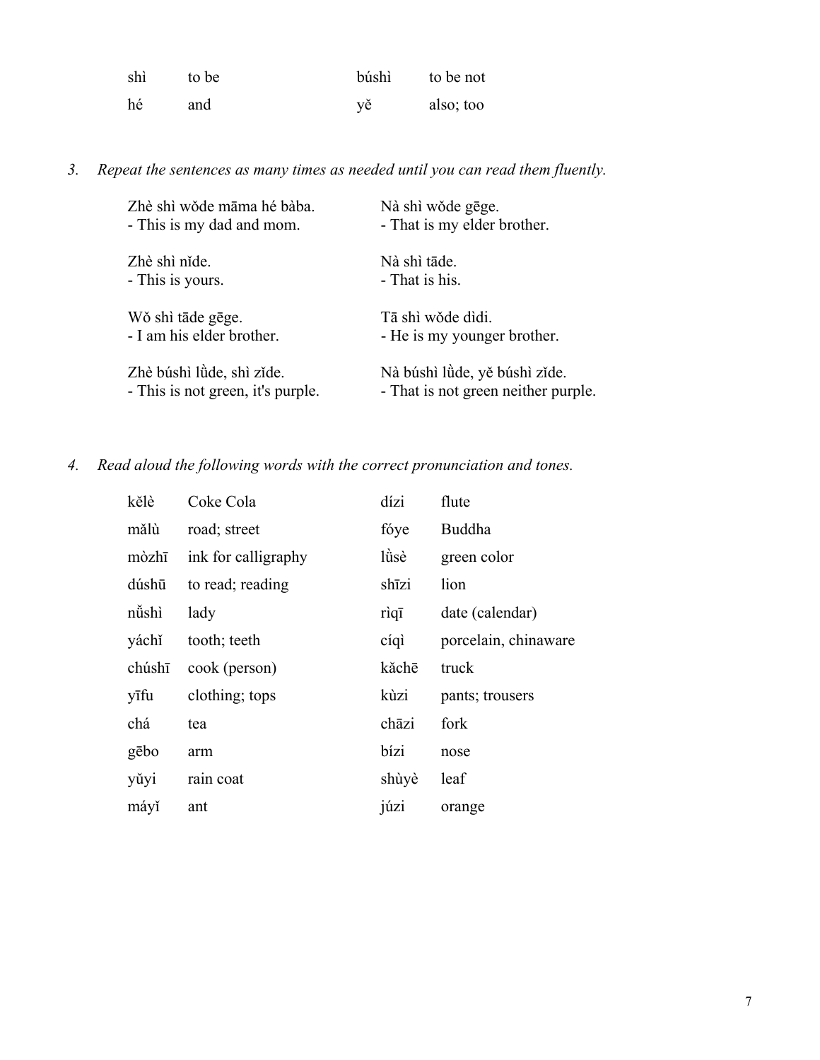| | | | |
|---|---|---|---|
| shì | to be | búshì | to be not |
| hé | and | yě | also; too |

3. *Repeat the sentences as many times as needed until you can read them fluently.*

Zhè shì wǒde māma hé bàba.
- This is my dad and mom.

Nà shì wǒde gēge.
- That is my elder brother.

Zhè shì nǐde.
- This is yours.

Nà shì tāde.
- That is his.

Wǒ shì tāde gēge.
- I am his elder brother.

Tā shì wǒde dìdi.
- He is my younger brother.

Zhè búshì lǜde, shì zǐde.
- This is not green, it's purple.

Nà búshì lǜde, yě búshì zǐde.
- That is not green neither purple.

4. *Read aloud the following words with the correct pronunciation and tones.*

| | | | |
|---|---|---|---|
| kělè | Coke Cola | dízi | flute |
| mǎlù | road; street | fóye | Buddha |
| mòzhī | ink for calligraphy | lǜsè | green color |
| dúshū | to read; reading | shīzi | lion |
| nǚshì | lady | rìqī | date (calendar) |
| yáchǐ | tooth; teeth | cíqì | porcelain, chinaware |
| chúshī | cook (person) | kǎchē | truck |
| yīfu | clothing; tops | kùzi | pants; trousers |
| chá | tea | chāzi | fork |
| gēbo | arm | bízi | nose |
| yǔyi | rain coat | shùyè | leaf |
| máyǐ | ant | júzi | orange |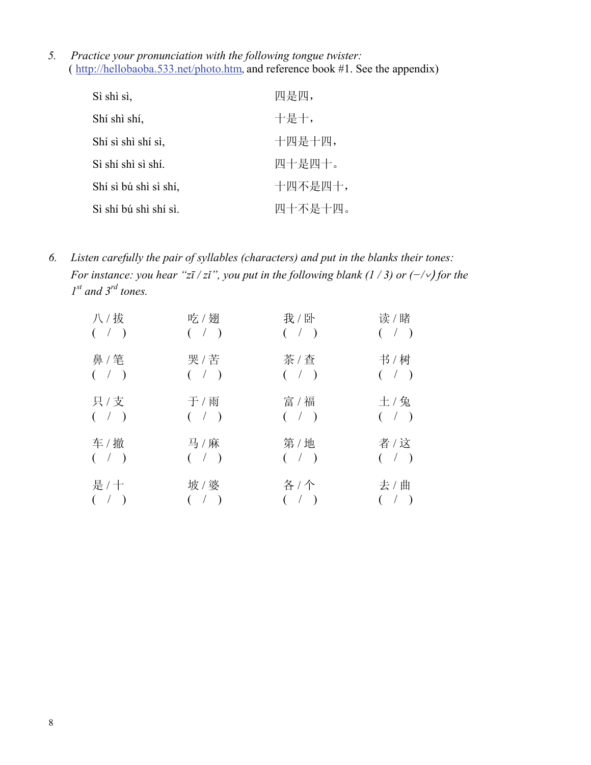5. *Practice your pronunciation with the following tongue twister:*
( http://hellobaoba.533.net/photo.htm, and reference book #1. See the appendix)

| | |
|---|---|
| Sì shì sì, | 四是四， |
| Shí shì shí, | 十是十， |
| Shí sì shì shí sì, | 十四是十四， |
| Sì shí shì sì shí. | 四十是四十。 |
| Shí sì bú shì sì shí, | 十四不是四十， |
| Sì shí bú shì shí sì. | 四十不是十四。 |

6. *Listen carefully the pair of syllables (characters) and put in the blanks their tones: For instance: you hear "zī / zǐ", you put in the following blank (1 / 3) or (−/∨) for the 1st and 3rd tones.*

| | | | |
|---|---|---|---|
| 八 / 拔<br>(  /  ) | 吃 / 翅<br>(  /  ) | 我 / 卧<br>(  /  ) | 读 / 睹<br>(  /  ) |
| 鼻 / 笔<br>(  /  ) | 哭 / 苦<br>(  /  ) | 茶 / 查<br>(  /  ) | 书 / 树<br>(  /  ) |
| 只 / 支<br>(  /  ) | 于 / 雨<br>(  /  ) | 富 / 福<br>(  /  ) | 土 / 兔<br>(  /  ) |
| 车 / 撤<br>(  /  ) | 马 / 麻<br>(  /  ) | 第 / 地<br>(  /  ) | 者 / 这<br>(  /  ) |
| 是 / 十<br>(  /  ) | 坡 / 婆<br>(  /  ) | 各 / 个<br>(  /  ) | 去 / 曲<br>(  /  ) |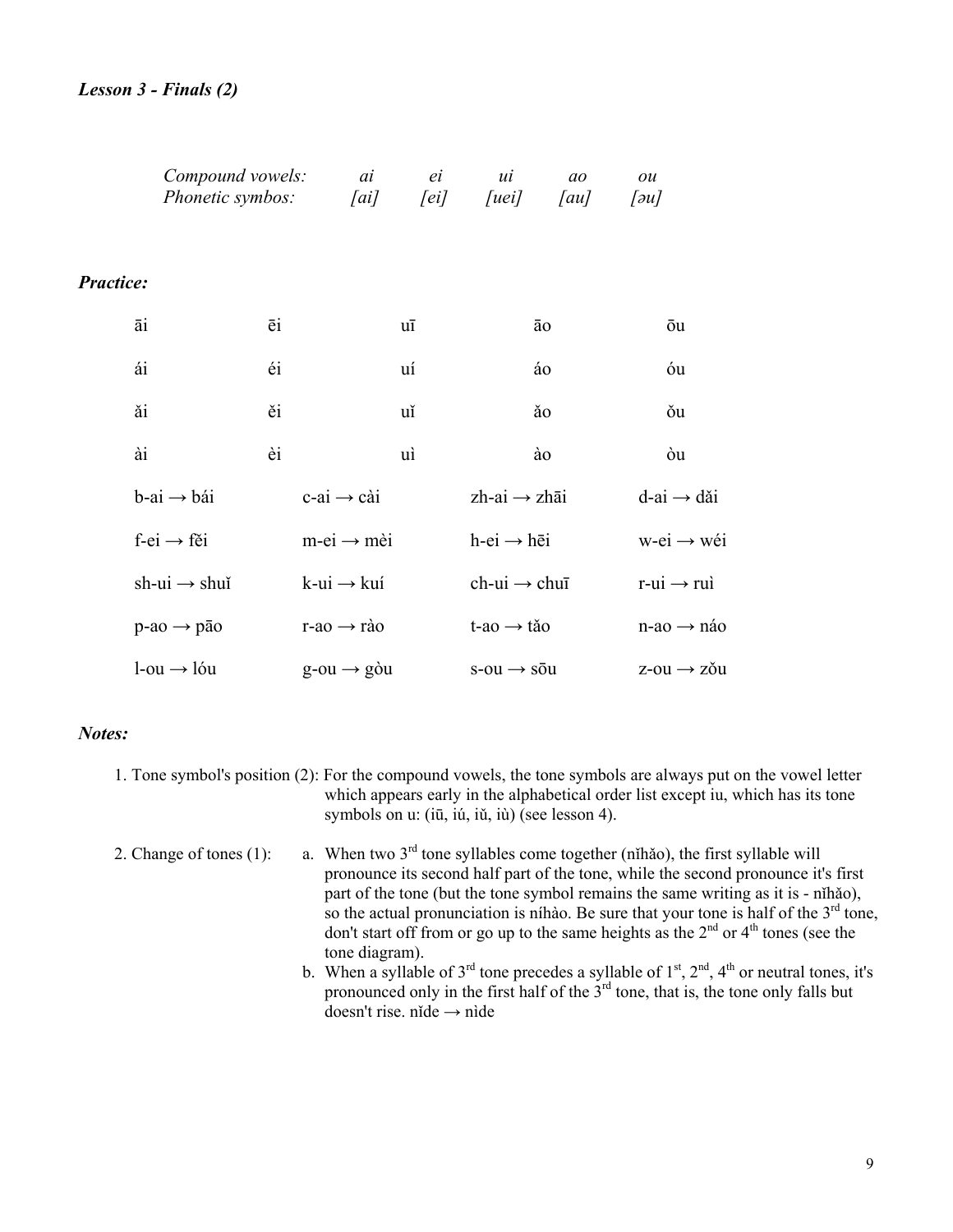### *Lesson 3 - Finals (2)*

| *Compound vowels:* | *ai* | *ei* | *ui* | *ao* | *ou* |
|---|---|---|---|---|---|
| *Phonetic symbos:* | *[ai]* | *[ei]* | *[uei]* | *[au]* | *[əu]* |

### *Practice:*

| | | | | |
|---|---|---|---|---|
| āi | ēi | uī | āo | ōu |
| ái | éi | uí | áo | óu |
| ǎi | ěi | uǐ | ǎo | ǒu |
| ài | èi | uì | ào | òu |
| b-ai → bái | c-ai → cài | zh-ai → zhāi | d-ai → dǎi | |
| f-ei → fěi | m-ei → mèi | h-ei → hēi | w-ei → wéi | |
| sh-ui → shuǐ | k-ui → kuí | ch-ui → chuī | r-ui → ruì | |
| p-ao → pāo | r-ao → rào | t-ao → tǎo | n-ao → náo | |
| l-ou → lóu | g-ou → gòu | s-ou → sōu | z-ou → zǒu | |

### *Notes:*

1. Tone symbol's position (2): For the compound vowels, the tone symbols are always put on the vowel letter which appears early in the alphabetical order list except iu, which has its tone symbols on u: (iū, iú, iǔ, iù) (see lesson 4).

2. Change of tones (1):
   a. When two 3rd tone syllables come together (nǐhǎo), the first syllable will pronounce its second half part of the tone, while the second pronounce it's first part of the tone (but the tone symbol remains the same writing as it is - nǐhǎo), so the actual pronunciation is níhào. Be sure that your tone is half of the 3rd tone, don't start off from or go up to the same heights as the 2nd or 4th tones (see the tone diagram).
   b. When a syllable of 3rd tone precedes a syllable of 1st, 2nd, 4th or neutral tones, it's pronounced only in the first half of the 3rd tone, that is, the tone only falls but doesn't rise. nǐde → nìde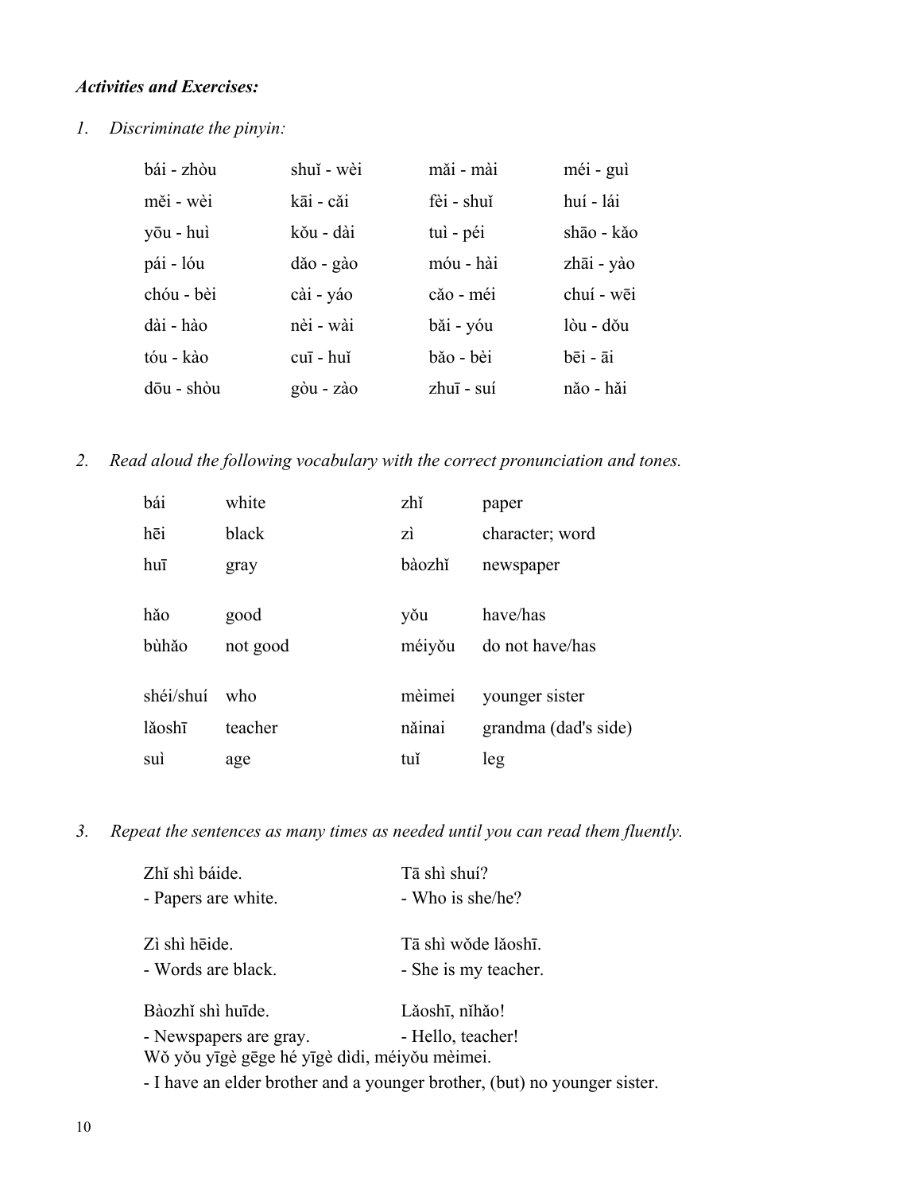***Activities and Exercises:***

1. *Discriminate the pinyin:*

| | | | |
|---|---|---|---|
| bái - zhòu | shuǐ - wèi | mǎi - mài | méi - guì |
| měi - wèi | kāi - cǎi | fèi - shuǐ | huí - lái |
| yōu - huì | kǒu - dài | tuì - péi | shāo - kǎo |
| pái - lóu | dǎo - gào | móu - hài | zhāi - yào |
| chóu - bèi | cài - yáo | cǎo - méi | chuí - wēi |
| dài - hào | nèi - wài | bǎi - yóu | lòu - dǒu |
| tóu - kào | cuī - huǐ | bǎo - bèi | bēi - āi |
| dōu - shòu | gòu - zào | zhuī - suí | nǎo - hǎi |

2. *Read aloud the following vocabulary with the correct pronunciation and tones.*

| | | | |
|---|---|---|---|
| bái | white | zhǐ | paper |
| hēi | black | zì | character; word |
| huī | gray | bàozhǐ | newspaper |
| hǎo | good | yǒu | have/has |
| bùhǎo | not good | méiyǒu | do not have/has |
| shéi/shuí | who | mèimei | younger sister |
| lǎoshī | teacher | nǎinai | grandma (dad's side) |
| suì | age | tuǐ | leg |

3. *Repeat the sentences as many times as needed until you can read them fluently.*

Zhǐ shì báide.
- Papers are white.

Zì shì hēide.
- Words are black.

Bàozhǐ shì huīde.
- Newspapers are gray.

Tā shì shuí?
- Who is she/he?

Tā shì wǒde lǎoshī.
- She is my teacher.

Lǎoshī, nǐhǎo!
- Hello, teacher!

Wǒ yǒu yīgè gēge hé yīgè dìdi, méiyǒu mèimei.
- I have an elder brother and a younger brother, (but) no younger sister.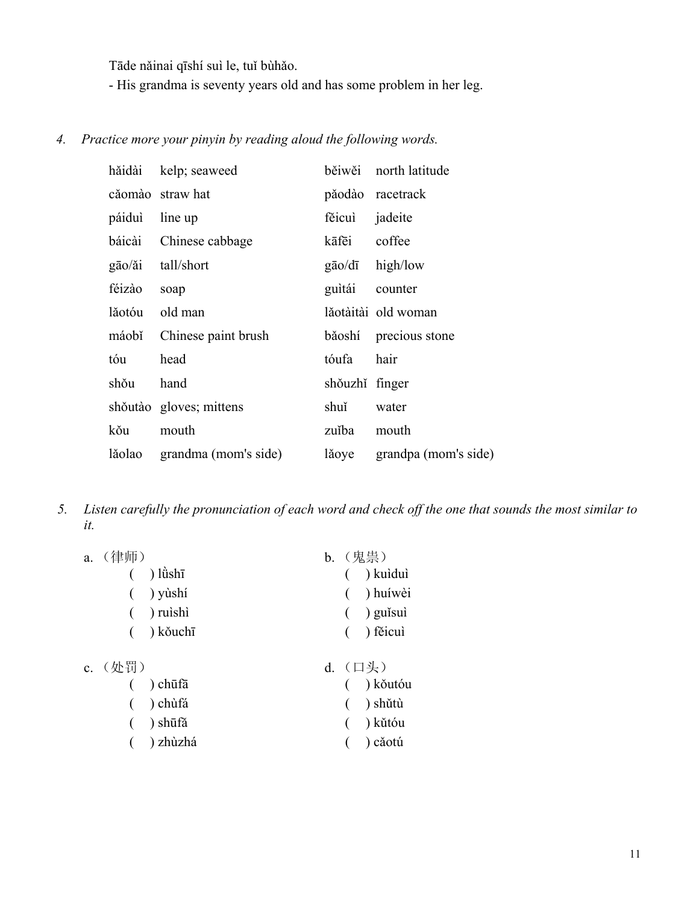Tāde nǎinai qīshí suì le, tuǐ bùhǎo.
- His grandma is seventy years old and has some problem in her leg.

4. *Practice more your pinyin by reading aloud the following words.*

| | | | |
|---|---|---|---|
| hǎidài | kelp; seaweed | běiwěi | north latitude |
| cǎomào | straw hat | pǎodào | racetrack |
| páiduì | line up | fěicuì | jadeite |
| báicài | Chinese cabbage | kāfēi | coffee |
| gāo/ǎi | tall/short | gāo/dī | high/low |
| féizào | soap | guìtái | counter |
| lǎotóu | old man | lǎotàitài | old woman |
| máobǐ | Chinese paint brush | bǎoshí | precious stone |
| tóu | head | tóufa | hair |
| shǒu | hand | shǒuzhǐ | finger |
| shǒutào | gloves; mittens | shuǐ | water |
| kǒu | mouth | zuǐba | mouth |
| lǎolao | grandma (mom's side) | lǎoye | grandpa (mom's side) |

5. *Listen carefully the pronunciation of each word and check off the one that sounds the most similar to it.*

a. （律师）
- ( ) lǜshī
- ( ) yùshí
- ( ) ruìshì
- ( ) kǒuchī

b. （鬼祟）
- ( ) kuìduì
- ( ) huíwèi
- ( ) guǐsuì
- ( ) fěicuì

c. （处罚）
- ( ) chūfā
- ( ) chùfá
- ( ) shūfǎ
- ( ) zhùzhá

d. （口头）
- ( ) kǒutóu
- ( ) shǔtù
- ( ) kǔtóu
- ( ) cǎotú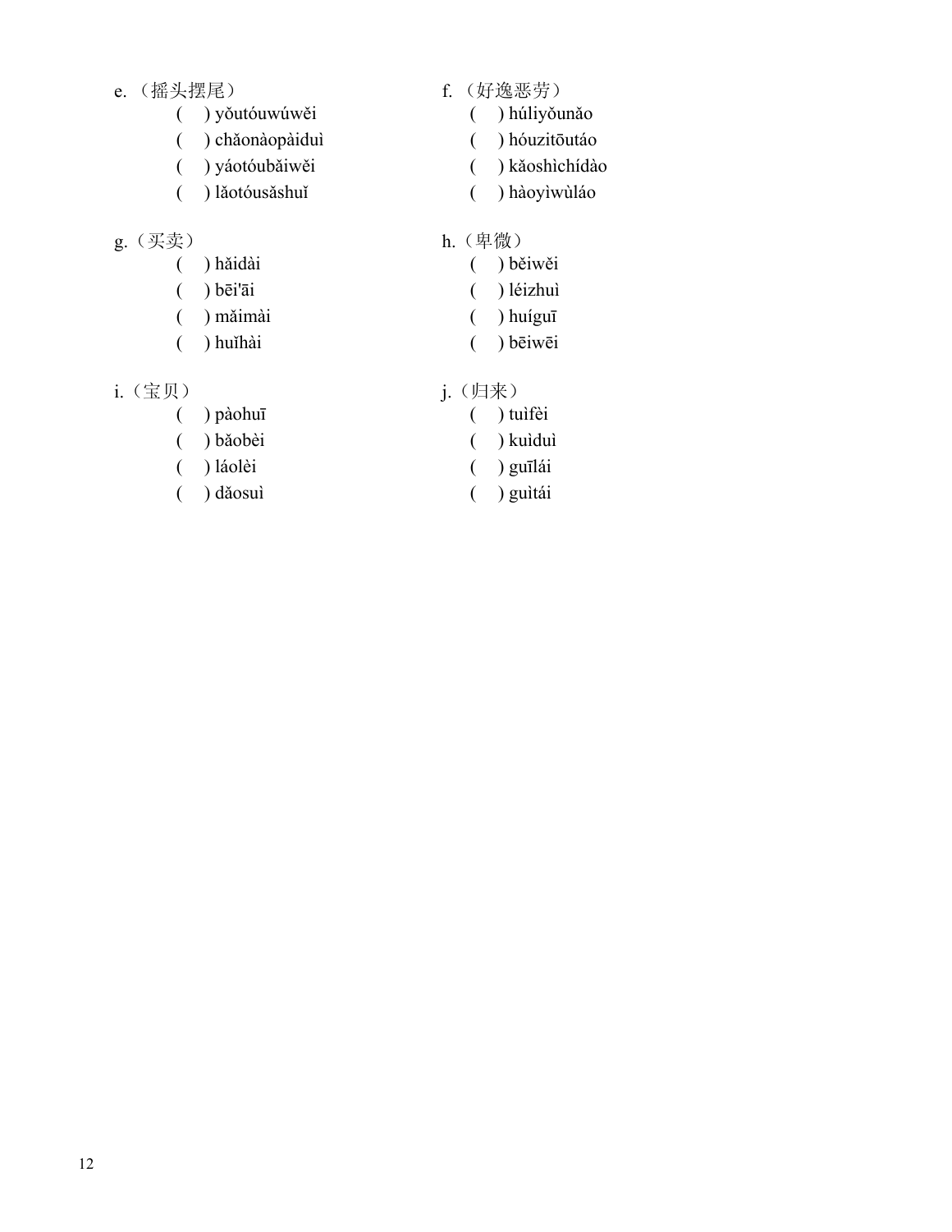e.（摇头摆尾）
- (　) yǒutóuwúwěi
- (　) chǎonàopàiduì
- (　) yáotóubǎiwěi
- (　) lǎotóusǎshuǐ

f.（好逸恶劳）
- (　) húliyǒunǎo
- (　) hóuzitōutáo
- (　) kǎoshìchídào
- (　) hàoyìwùláo

g.（买卖）
- (　) hǎidài
- (　) bēi'āi
- (　) mǎimài
- (　) huǐhài

h.（卑微）
- (　) běiwěi
- (　) léizhuì
- (　) huíguī
- (　) bēiwēi

i.（宝贝）
- (　) pàohuī
- (　) bǎobèi
- (　) láolèi
- (　) dǎosuì

j.（归来）
- (　) tuìfèi
- (　) kuìduì
- (　) guīlái
- (　) guìtái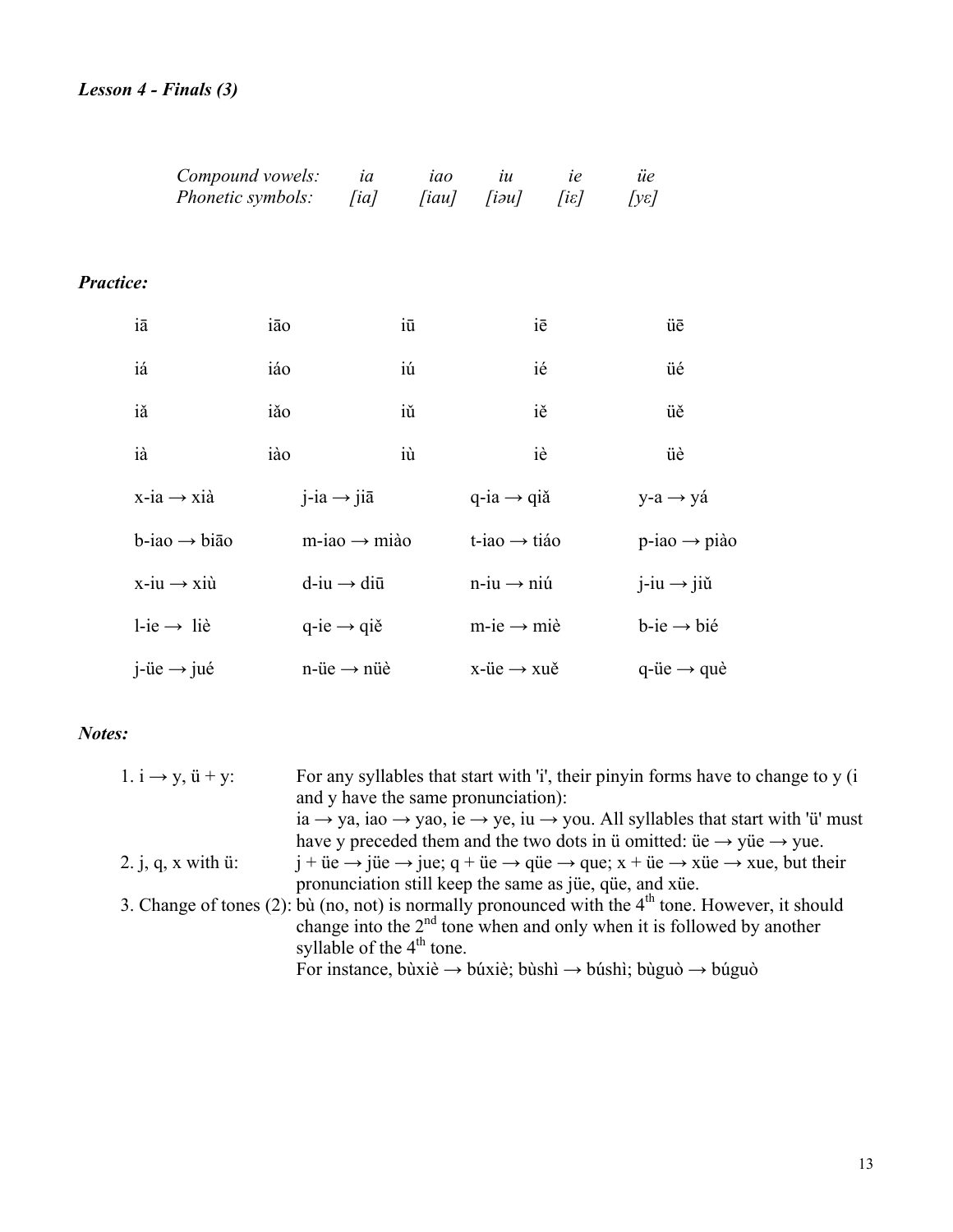***Lesson 4 - Finals (3)***

| *Compound vowels:* | *ia* | *iao* | *iu* | *ie* | *üe* |
|---|---|---|---|---|---|
| *Phonetic symbols:* | *[ia]* | *[iau]* | *[iəu]* | *[iɛ]* | *[yɛ]* |

***Practice:***

| | | | | |
|---|---|---|---|---|
| iā | iāo | iū | iē | üē |
| iá | iáo | iú | ié | üé |
| iǎ | iǎo | iǔ | iě | üě |
| ià | iào | iù | iè | üè |

| | | | |
|---|---|---|---|
| x-ia → xià | j-ia → jiā | q-ia → qiǎ | y-a → yá |
| b-iao → biāo | m-iao → miào | t-iao → tiáo | p-iao → piào |
| x-iu → xiù | d-iu → diū | n-iu → niú | j-iu → jiǔ |
| l-ie → liè | q-ie → qiě | m-ie → miè | b-ie → bié |
| j-üe → jué | n-üe → nüè | x-üe → xuě | q-üe → què |

***Notes:***

1. i → y, ü + y: For any syllables that start with 'i', their pinyin forms have to change to y (i and y have the same pronunciation): ia → ya, iao → yao, ie → ye, iu → you. All syllables that start with 'ü' must have y preceded them and the two dots in ü omitted: üe → yüe → yue.
2. j, q, x with ü: j + üe → jüe → jue; q + üe → qüe → que; x + üe → xüe → xue, but their pronunciation still keep the same as jüe, qüe, and xüe.
3. Change of tones (2): bù (no, not) is normally pronounced with the 4th tone. However, it should change into the 2nd tone when and only when it is followed by another syllable of the 4th tone. For instance, bùxiè → búxiè; bùshì → búshì; bùguò → búguò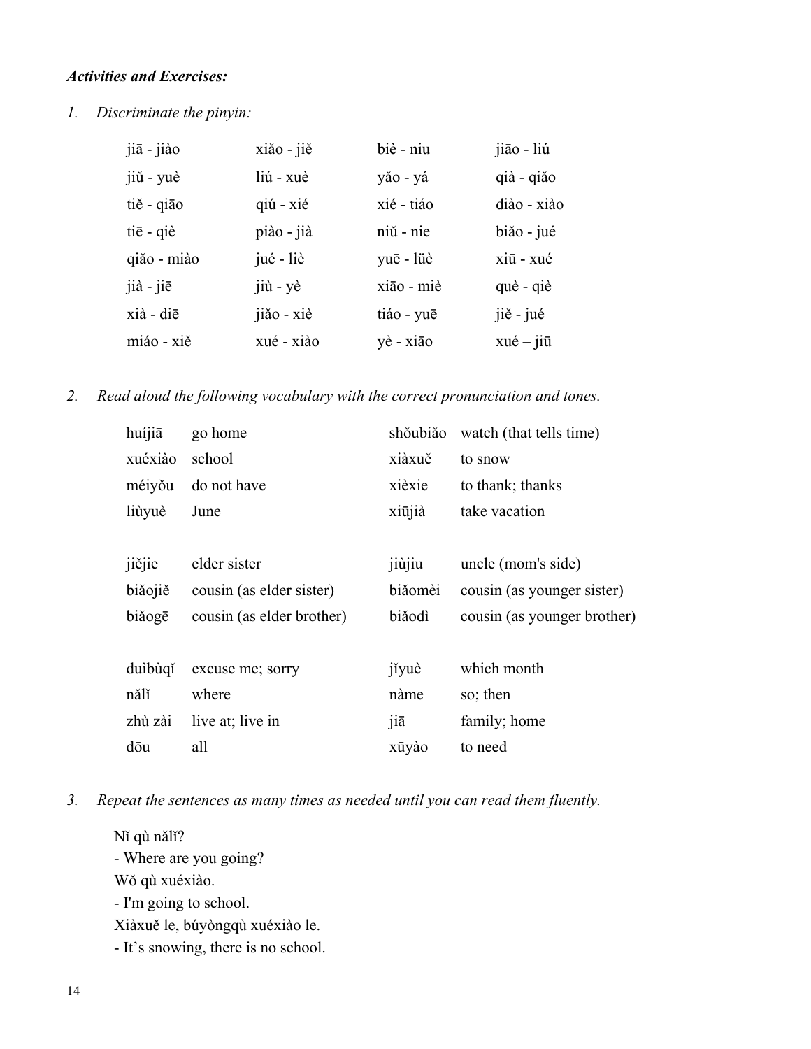***Activities and Exercises:***

1. *Discriminate the pinyin:*

| | | | |
|---|---|---|---|
| jiā - jiào | xiǎo - jiě | biè - niu | jiāo - liú |
| jiǔ - yuè | liú - xuè | yǎo - yá | qià - qiǎo |
| tiě - qiāo | qiú - xié | xié - tiáo | diào - xiào |
| tiē - qiè | piào - jià | niǔ - nie | biǎo - jué |
| qiǎo - miào | jué - liè | yuē - lüè | xiū - xué |
| jià - jiē | jiù - yè | xiāo - miè | què - qiè |
| xià - diē | jiǎo - xiè | tiáo - yuē | jiě - jué |
| miáo - xiě | xué - xiào | yè - xiāo | xué – jiū |

2. *Read aloud the following vocabulary with the correct pronunciation and tones.*

| | | | |
|---|---|---|---|
| huíjiā | go home | shǒubiǎo | watch (that tells time) |
| xuéxiào | school | xiàxuě | to snow |
| méiyǒu | do not have | xièxie | to thank; thanks |
| liùyuè | June | xiūjià | take vacation |
| | | | |
| jiějie | elder sister | jiùjiu | uncle (mom's side) |
| biǎojiě | cousin (as elder sister) | biǎomèi | cousin (as younger sister) |
| biǎogē | cousin (as elder brother) | biǎodì | cousin (as younger brother) |
| | | | |
| duìbùqǐ | excuse me; sorry | jǐyuè | which month |
| nǎlǐ | where | nàme | so; then |
| zhù zài | live at; live in | jiā | family; home |
| dōu | all | xūyào | to need |

3. *Repeat the sentences as many times as needed until you can read them fluently.*

Nǐ qù nǎlǐ?
- Where are you going?

Wǒ qù xuéxiào.
- I'm going to school.

Xiàxuě le, búyòngqù xuéxiào le.
- It's snowing, there is no school.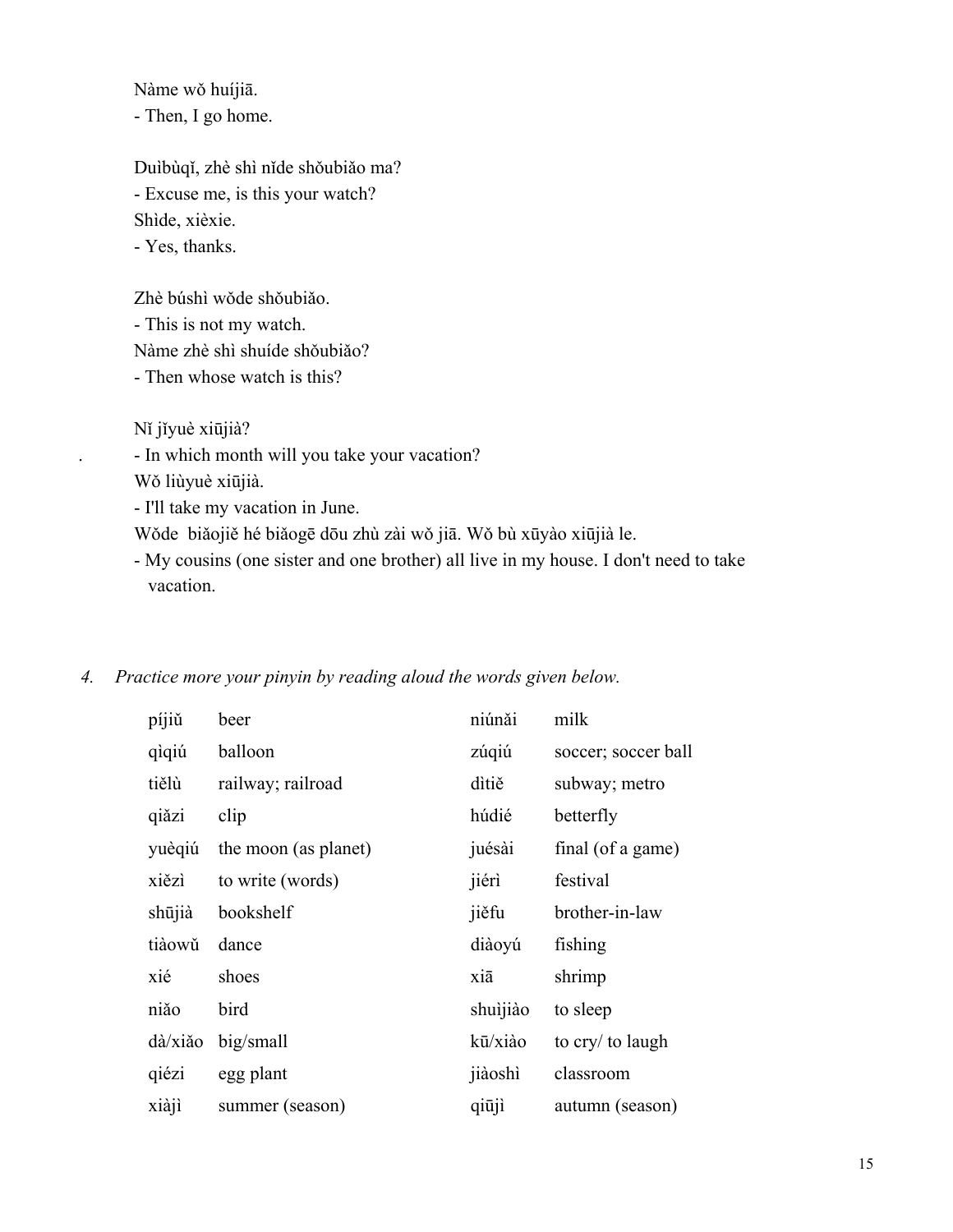Nàme wǒ huíjiā.
- Then, I go home.

Duìbùqǐ, zhè shì nǐde shǒubiǎo ma?
- Excuse me, is this your watch?
Shìde, xièxie.
- Yes, thanks.

Zhè búshì wǒde shǒubiǎo.
- This is not my watch.
Nàme zhè shì shuíde shǒubiǎo?
- Then whose watch is this?

Nǐ jǐyuè xiūjià?
- In which month will you take your vacation?
Wǒ liùyuè xiūjià.
- I'll take my vacation in June.
Wǒde biǎojiě hé biǎogē dōu zhù zài wǒ jiā. Wǒ bù xūyào xiūjià le.
- My cousins (one sister and one brother) all live in my house. I don't need to take vacation.

4. *Practice more your pinyin by reading aloud the words given below.*

| | | | |
|---|---|---|---|
| píjiǔ | beer | niúnǎi | milk |
| qìqiú | balloon | zúqiú | soccer; soccer ball |
| tiělù | railway; railroad | dìtiě | subway; metro |
| qiǎzi | clip | húdié | betterfly |
| yuèqiú | the moon (as planet) | juésài | final (of a game) |
| xiězì | to write (words) | jiérì | festival |
| shūjià | bookshelf | jiěfu | brother-in-law |
| tiàowǔ | dance | diàoyú | fishing |
| xié | shoes | xiā | shrimp |
| niǎo | bird | shuìjiào | to sleep |
| dà/xiǎo | big/small | kū/xiào | to cry/ to laugh |
| qiézi | egg plant | jiàoshì | classroom |
| xiàjì | summer (season) | qiūjì | autumn (season) |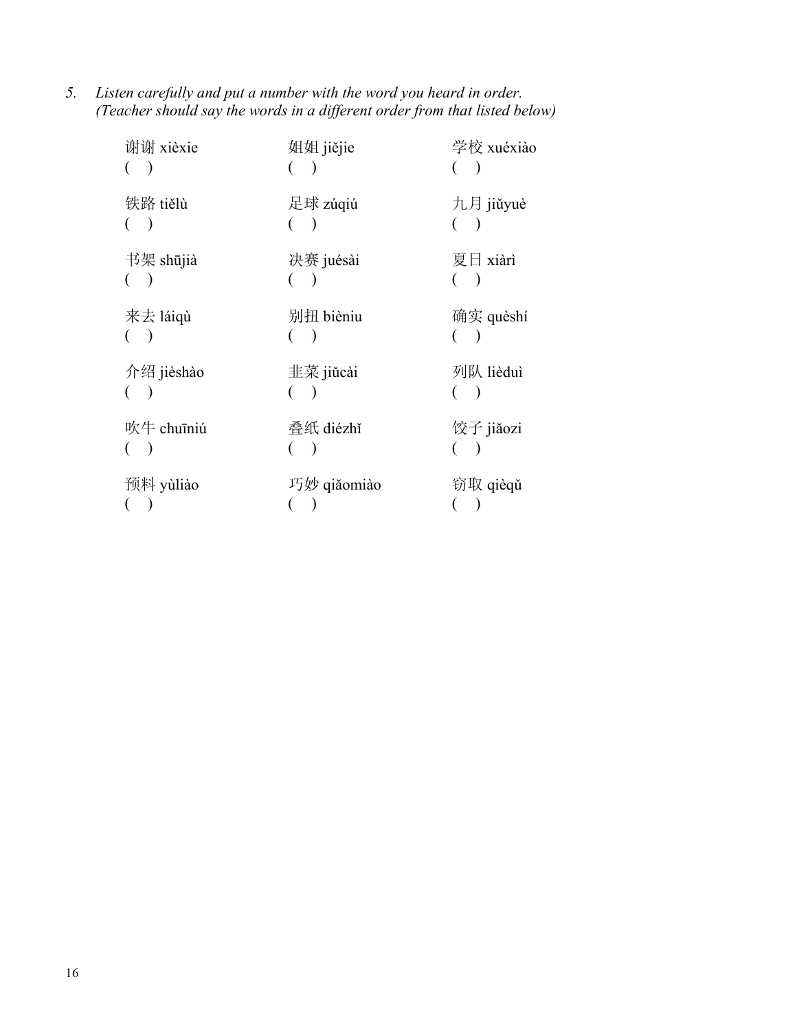5. *Listen carefully and put a number with the word you heard in order.*
   *(Teacher should say the words in a different order from that listed below)*

| | | |
|---|---|---|
| 谢谢 xièxie<br>(   ) | 姐姐 jiějie<br>(   ) | 学校 xuéxiào<br>(   ) |
| 铁路 tiělù<br>(   ) | 足球 zúqiú<br>(   ) | 九月 jiǔyuè<br>(   ) |
| 书架 shūjià<br>(   ) | 决赛 juésài<br>(   ) | 夏日 xiàrì<br>(   ) |
| 来去 láiqù<br>(   ) | 别扭 bièniu<br>(   ) | 确实 quèshí<br>(   ) |
| 介绍 jièshào<br>(   ) | 韭菜 jiǔcài<br>(   ) | 列队 lièduì<br>(   ) |
| 吹牛 chuīniú<br>(   ) | 叠纸 diézhǐ<br>(   ) | 饺子 jiǎozi<br>(   ) |
| 预料 yùliào<br>(   ) | 巧妙 qiǎomiào<br>(   ) | 窃取 qièqǔ<br>(   ) |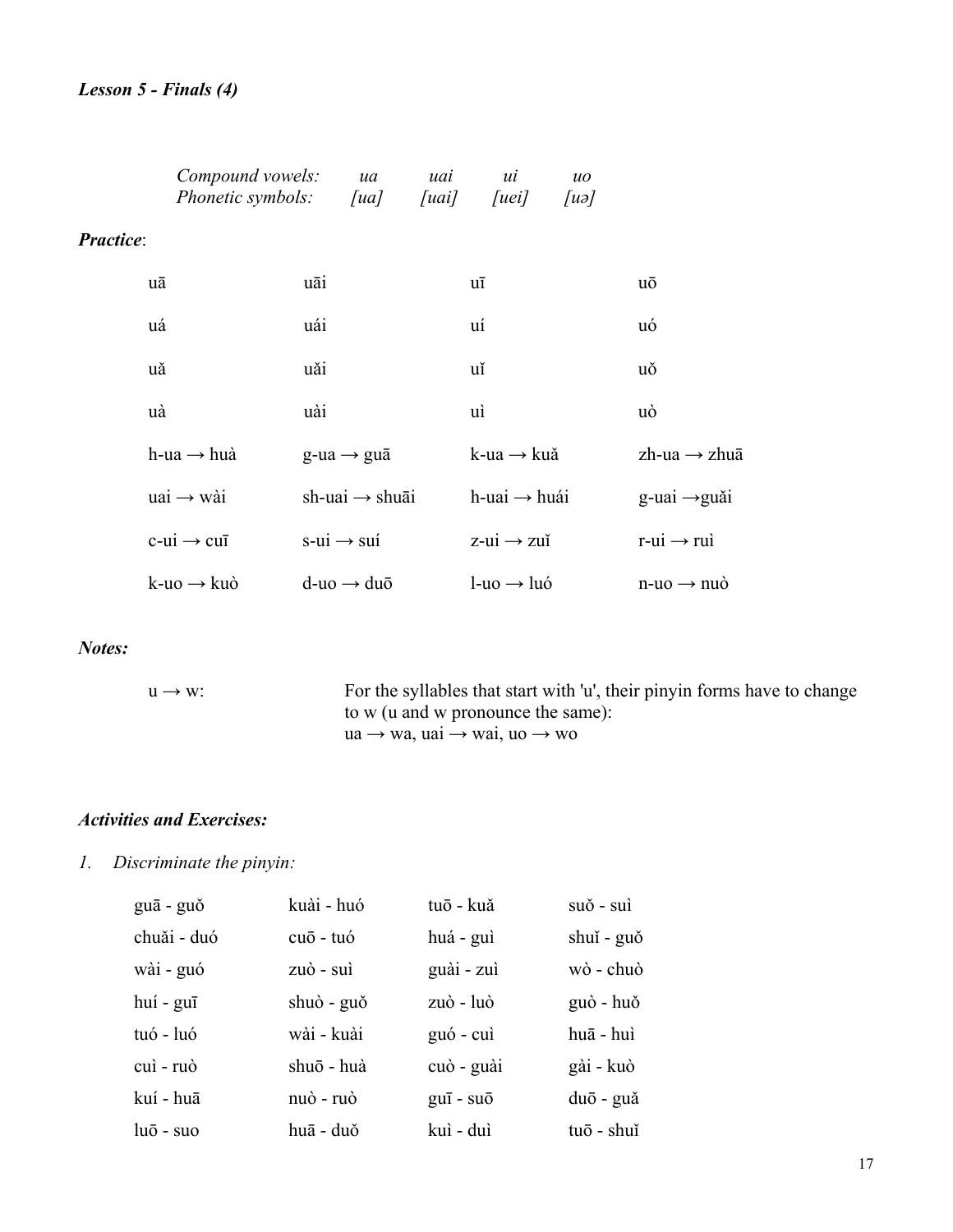***Lesson 5 - Finals (4)***

| *Compound vowels:* | *ua* | *uai* | *ui* | *uo* |
|---|---|---|---|---|
| *Phonetic symbols:* | *[ua]* | *[uai]* | *[uei]* | *[uə]* |

***Practice***:

| | | | |
|---|---|---|---|
| uā | uāi | uī | uō |
| uá | uái | uí | uó |
| uǎ | uǎi | uǐ | uǒ |
| uà | uài | uì | uò |
| h-ua → huà | g-ua → guā | k-ua → kuǎ | zh-ua → zhuā |
| uai → wài | sh-uai → shuāi | h-uai → huái | g-uai →guǎi |
| c-ui → cuī | s-ui → suí | z-ui → zuǐ | r-ui → ruì |
| k-uo → kuò | d-uo → duō | l-uo → luó | n-uo → nuò |

***Notes:***

u → w: For the syllables that start with 'u', their pinyin forms have to change to w (u and w pronounce the same):
ua → wa, uai → wai, uo → wo

***Activities and Exercises:***

1. *Discriminate the pinyin:*

| | | | |
|---|---|---|---|
| guā - guǒ | kuài - huó | tuō - kuǎ | suǒ - suì |
| chuǎi - duó | cuō - tuó | huá - guì | shuǐ - guǒ |
| wài - guó | zuò - suì | guài - zuì | wò - chuò |
| huí - guī | shuò - guǒ | zuò - luò | guò - huǒ |
| tuó - luó | wài - kuài | guó - cuì | huā - huì |
| cuì - ruò | shuō - huà | cuò - guài | gài - kuò |
| kuí - huā | nuò - ruò | guī - suō | duō - guǎ |
| luō - suo | huā - duǒ | kuì - duì | tuō - shuǐ |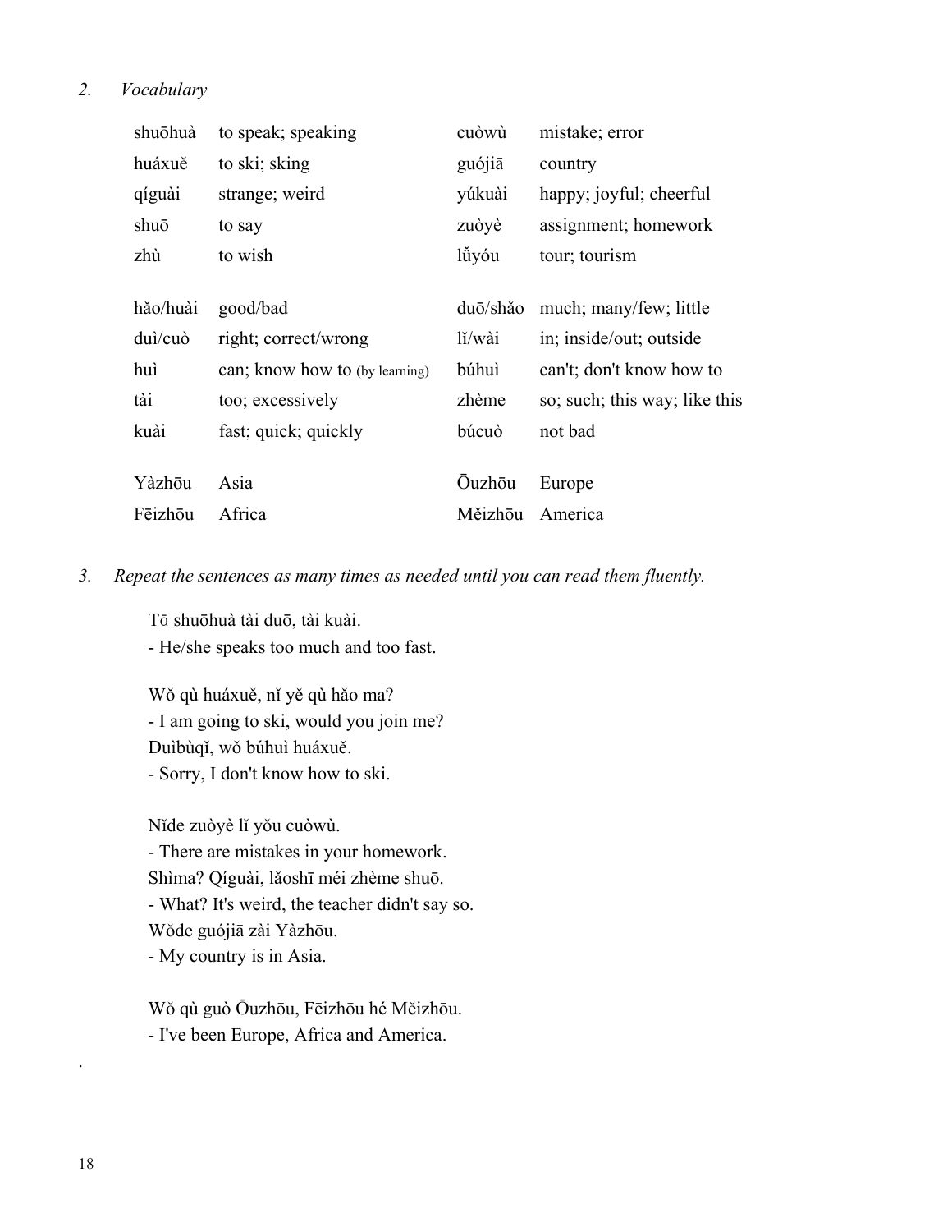*2. Vocabulary*

| | | | |
|---|---|---|---|
| shuōhuà | to speak; speaking | cuòwù | mistake; error |
| huáxuě | to ski; sking | guójiā | country |
| qíguài | strange; weird | yúkuài | happy; joyful; cheerful |
| shuō | to say | zuòyè | assignment; homework |
| zhù | to wish | lǚyóu | tour; tourism |
| hǎo/huài | good/bad | duō/shǎo | much; many/few; little |
| duì/cuò | right; correct/wrong | lǐ/wài | in; inside/out; outside |
| huì | can; know how to (by learning) | búhuì | can't; don't know how to |
| tài | too; excessively | zhème | so; such; this way; like this |
| kuài | fast; quick; quickly | búcuò | not bad |
| Yàzhōu | Asia | Ōuzhōu | Europe |
| Fēizhōu | Africa | Měizhōu | America |

*3. Repeat the sentences as many times as needed until you can read them fluently.*

Tā shuōhuà tài duō, tài kuài.
- He/she speaks too much and too fast.

Wǒ qù huáxuě, nǐ yě qù hǎo ma?
- I am going to ski, would you join me?
Duìbùqǐ, wǒ búhuì huáxuě.
- Sorry, I don't know how to ski.

Nǐde zuòyè lǐ yǒu cuòwù.
- There are mistakes in your homework.
Shìma? Qíguài, lǎoshī méi zhème shuō.
- What? It's weird, the teacher didn't say so.
Wǒde guójiā zài Yàzhōu.
- My country is in Asia.

Wǒ qù guò Ōuzhōu, Fēizhōu hé Měizhōu.
- I've been Europe, Africa and America.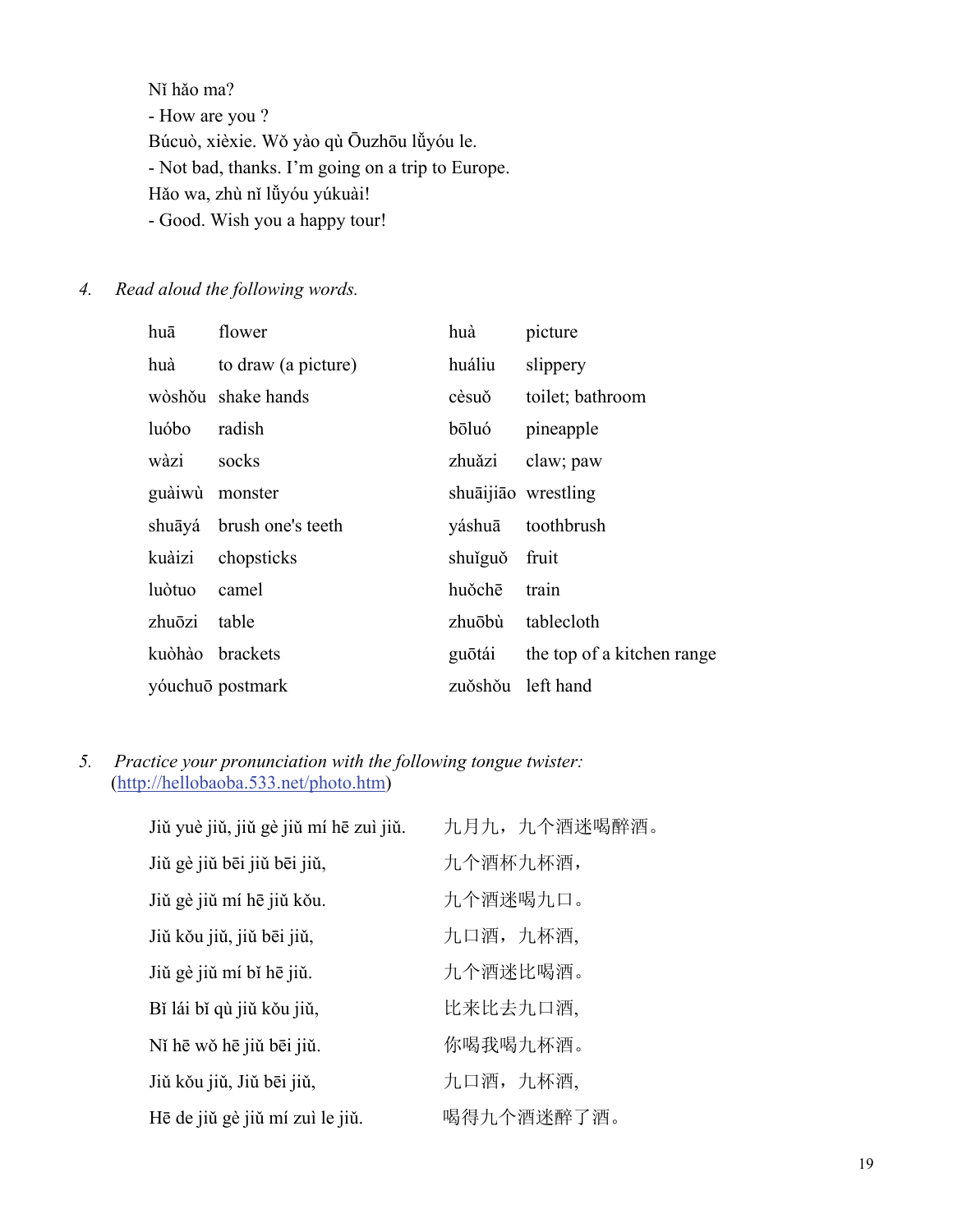Nǐ hǎo ma?
- How are you ?
Búcuò, xièxie. Wǒ yào qù Ōuzhōu lǚyóu le.
- Not bad, thanks. I'm going on a trip to Europe.
Hǎo wa, zhù nǐ lǚyóu yúkuài!
- Good. Wish you a happy tour!

4. *Read aloud the following words.*

| | | | |
|---|---|---|---|
| huā | flower | huà | picture |
| huà | to draw (a picture) | huáliu | slippery |
| wòshǒu | shake hands | cèsuǒ | toilet; bathroom |
| luóbo | radish | bōluó | pineapple |
| wàzi | socks | zhuǎzi | claw; paw |
| guàiwù | monster | shuāijiāo | wrestling |
| shuāyá | brush one's teeth | yáshuā | toothbrush |
| kuàizi | chopsticks | shuǐguǒ | fruit |
| luòtuo | camel | huǒchē | train |
| zhuōzi | table | zhuōbù | tablecloth |
| kuòhào | brackets | guōtái | the top of a kitchen range |
| yóuchuō | postmark | zuǒshǒu | left hand |

5. *Practice your pronunciation with the following tongue twister:* (http://hellobaoba.533.net/photo.htm)

| | |
|---|---|
| Jiǔ yuè jiǔ, jiǔ gè jiǔ mí hē zuì jiǔ. | 九月九，九个酒迷喝醉酒。 |
| Jiǔ gè jiǔ bēi jiǔ bēi jiǔ, | 九个酒杯九杯酒， |
| Jiǔ gè jiǔ mí hē jiǔ kǒu. | 九个酒迷喝九口。 |
| Jiǔ kǒu jiǔ, jiǔ bēi jiǔ, | 九口酒，九杯酒, |
| Jiǔ gè jiǔ mí bǐ hē jiǔ. | 九个酒迷比喝酒。 |
| Bǐ lái bǐ qù jiǔ kǒu jiǔ, | 比来比去九口酒, |
| Nǐ hē wǒ hē jiǔ bēi jiǔ. | 你喝我喝九杯酒。 |
| Jiǔ kǒu jiǔ, Jiǔ bēi jiǔ, | 九口酒，九杯酒, |
| Hē de jiǔ gè jiǔ mí zuì le jiǔ. | 喝得九个酒迷醉了酒。 |